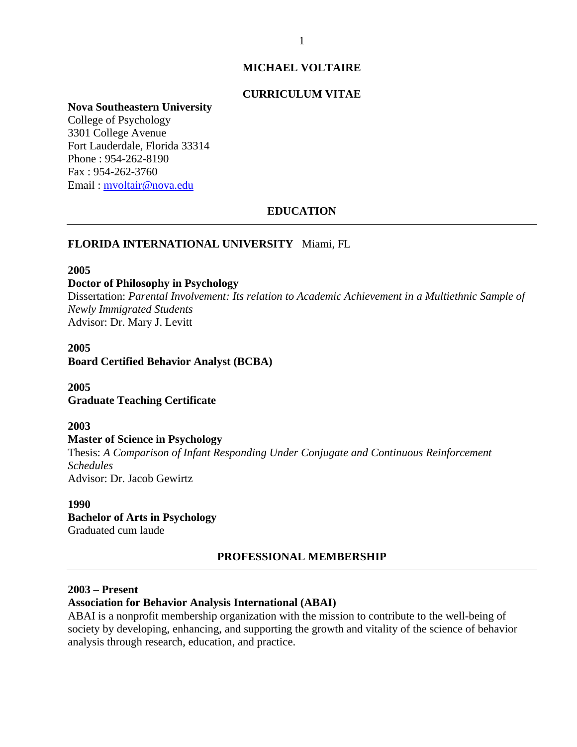# MICHAEL VOLTAIRE

## CURRICULUM VITAE

**Nova Southeastern University**
College of Psychology
3301 College Avenue
Fort Lauderdale, Florida 33314
Phone : 954-262-8190
Fax : 954-262-3760
Email : mvoltair@nova.edu

## EDUCATION

### FLORIDA INTERNATIONAL UNIVERSITY Miami, FL

**2005**
**Doctor of Philosophy in Psychology**
Dissertation: *Parental Involvement: Its relation to Academic Achievement in a Multiethnic Sample of Newly Immigrated Students*
Advisor: Dr. Mary J. Levitt

**2005**
**Board Certified Behavior Analyst (BCBA)**

**2005**
**Graduate Teaching Certificate**

**2003**
**Master of Science in Psychology**
Thesis: *A Comparison of Infant Responding Under Conjugate and Continuous Reinforcement Schedules*
Advisor: Dr. Jacob Gewirtz

**1990**
**Bachelor of Arts in Psychology**
Graduated cum laude

## PROFESSIONAL MEMBERSHIP

**2003 – Present**
**Association for Behavior Analysis International (ABAI)**
ABAI is a nonprofit membership organization with the mission to contribute to the well-being of society by developing, enhancing, and supporting the growth and vitality of the science of behavior analysis through research, education, and practice.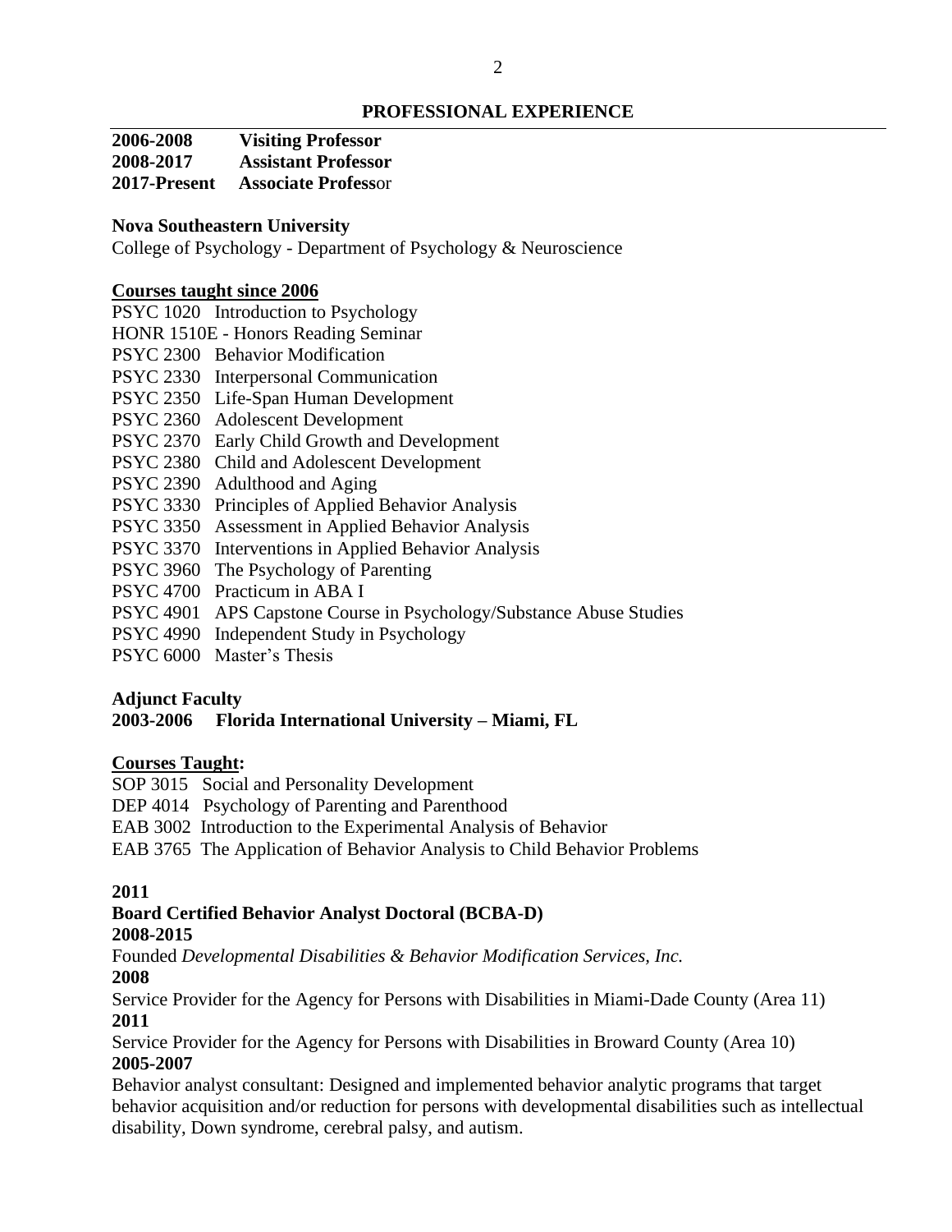## PROFESSIONAL EXPERIENCE

**2006-2008 Visiting Professor**
**2008-2017 Assistant Professor**
**2017-Present Associate Professor**

**Nova Southeastern University**
College of Psychology - Department of Psychology & Neuroscience

**<u>Courses taught since 2006</u>**

PSYC 1020 Introduction to Psychology
HONR 1510E - Honors Reading Seminar
PSYC 2300 Behavior Modification
PSYC 2330 Interpersonal Communication
PSYC 2350 Life-Span Human Development
PSYC 2360 Adolescent Development
PSYC 2370 Early Child Growth and Development
PSYC 2380 Child and Adolescent Development
PSYC 2390 Adulthood and Aging
PSYC 3330 Principles of Applied Behavior Analysis
PSYC 3350 Assessment in Applied Behavior Analysis
PSYC 3370 Interventions in Applied Behavior Analysis
PSYC 3960 The Psychology of Parenting
PSYC 4700 Practicum in ABA I
PSYC 4901 APS Capstone Course in Psychology/Substance Abuse Studies
PSYC 4990 Independent Study in Psychology
PSYC 6000 Master's Thesis

**Adjunct Faculty**
**2003-2006 Florida International University – Miami, FL**

**<u>Courses Taught</u>:**

SOP 3015 Social and Personality Development
DEP 4014 Psychology of Parenting and Parenthood
EAB 3002 Introduction to the Experimental Analysis of Behavior
EAB 3765 The Application of Behavior Analysis to Child Behavior Problems

**2011**
**Board Certified Behavior Analyst Doctoral (BCBA-D)**
**2008-2015**
Founded *Developmental Disabilities & Behavior Modification Services, Inc.*
**2008**
Service Provider for the Agency for Persons with Disabilities in Miami-Dade County (Area 11)
**2011**
Service Provider for the Agency for Persons with Disabilities in Broward County (Area 10)
**2005-2007**
Behavior analyst consultant: Designed and implemented behavior analytic programs that target behavior acquisition and/or reduction for persons with developmental disabilities such as intellectual disability, Down syndrome, cerebral palsy, and autism.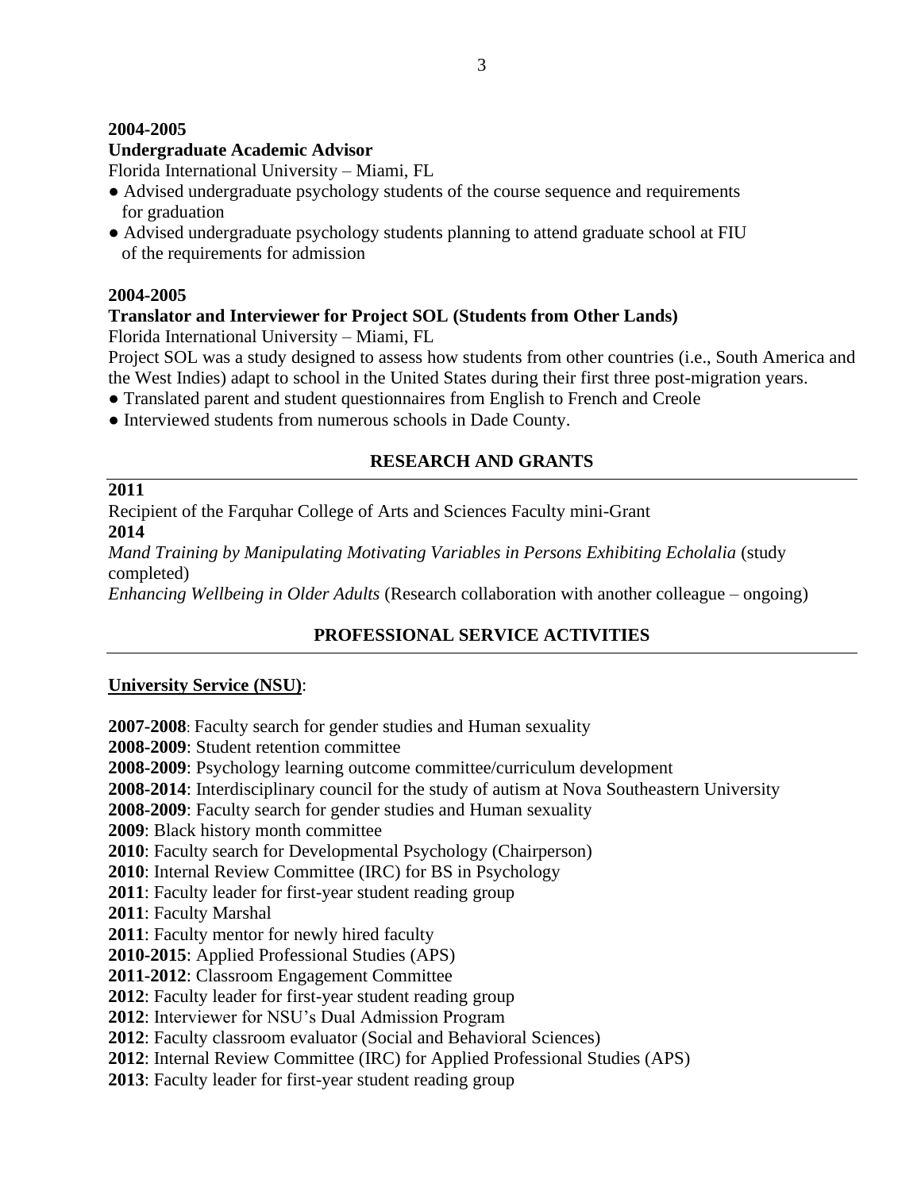**2004-2005**

**Undergraduate Academic Advisor**

Florida International University – Miami, FL

- Advised undergraduate psychology students of the course sequence and requirements for graduation
- Advised undergraduate psychology students planning to attend graduate school at FIU of the requirements for admission

**2004-2005**

**Translator and Interviewer for Project SOL (Students from Other Lands)**

Florida International University – Miami, FL

Project SOL was a study designed to assess how students from other countries (i.e., South America and the West Indies) adapt to school in the United States during their first three post-migration years.

- Translated parent and student questionnaires from English to French and Creole
- Interviewed students from numerous schools in Dade County.

## RESEARCH AND GRANTS

**2011**

Recipient of the Farquhar College of Arts and Sciences Faculty mini-Grant

**2014**

*Mand Training by Manipulating Motivating Variables in Persons Exhibiting Echolalia* (study completed)

*Enhancing Wellbeing in Older Adults* (Research collaboration with another colleague – ongoing)

## PROFESSIONAL SERVICE ACTIVITIES

**University Service (NSU)**:

**2007-2008**: Faculty search for gender studies and Human sexuality
**2008-2009**: Student retention committee
**2008-2009**: Psychology learning outcome committee/curriculum development
**2008-2014**: Interdisciplinary council for the study of autism at Nova Southeastern University
**2008-2009**: Faculty search for gender studies and Human sexuality
**2009**: Black history month committee
**2010**: Faculty search for Developmental Psychology (Chairperson)
**2010**: Internal Review Committee (IRC) for BS in Psychology
**2011**: Faculty leader for first-year student reading group
**2011**: Faculty Marshal
**2011**: Faculty mentor for newly hired faculty
**2010-2015**: Applied Professional Studies (APS)
**2011-2012**: Classroom Engagement Committee
**2012**: Faculty leader for first-year student reading group
**2012**: Interviewer for NSU's Dual Admission Program
**2012**: Faculty classroom evaluator (Social and Behavioral Sciences)
**2012**: Internal Review Committee (IRC) for Applied Professional Studies (APS)
**2013**: Faculty leader for first-year student reading group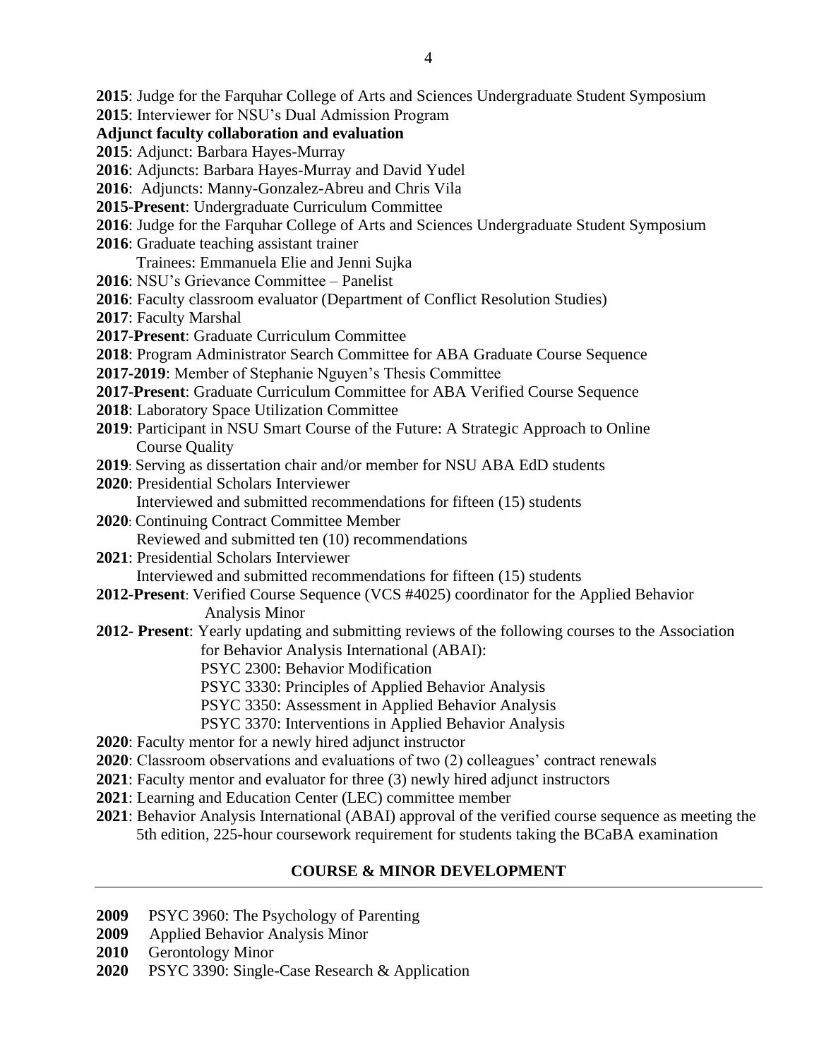**2015**: Judge for the Farquhar College of Arts and Sciences Undergraduate Student Symposium
**2015**: Interviewer for NSU's Dual Admission Program

**Adjunct faculty collaboration and evaluation**

**2015**: Adjunct: Barbara Hayes-Murray
**2016**: Adjuncts: Barbara Hayes-Murray and David Yudel
**2016**: Adjuncts: Manny-Gonzalez-Abreu and Chris Vila
**2015-Present**: Undergraduate Curriculum Committee
**2016**: Judge for the Farquhar College of Arts and Sciences Undergraduate Student Symposium
**2016**: Graduate teaching assistant trainer
Trainees: Emmanuela Elie and Jenni Sujka
**2016**: NSU's Grievance Committee – Panelist
**2016**: Faculty classroom evaluator (Department of Conflict Resolution Studies)
**2017**: Faculty Marshal
**2017-Present**: Graduate Curriculum Committee
**2018**: Program Administrator Search Committee for ABA Graduate Course Sequence
**2017-2019**: Member of Stephanie Nguyen's Thesis Committee
**2017-Present**: Graduate Curriculum Committee for ABA Verified Course Sequence
**2018**: Laboratory Space Utilization Committee
**2019**: Participant in NSU Smart Course of the Future: A Strategic Approach to Online Course Quality
**2019**: Serving as dissertation chair and/or member for NSU ABA EdD students
**2020**: Presidential Scholars Interviewer
Interviewed and submitted recommendations for fifteen (15) students
**2020**: Continuing Contract Committee Member
Reviewed and submitted ten (10) recommendations
**2021**: Presidential Scholars Interviewer
Interviewed and submitted recommendations for fifteen (15) students
**2012-Present**: Verified Course Sequence (VCS #4025) coordinator for the Applied Behavior Analysis Minor
**2012- Present**: Yearly updating and submitting reviews of the following courses to the Association for Behavior Analysis International (ABAI):
PSYC 2300: Behavior Modification
PSYC 3330: Principles of Applied Behavior Analysis
PSYC 3350: Assessment in Applied Behavior Analysis
PSYC 3370: Interventions in Applied Behavior Analysis
**2020**: Faculty mentor for a newly hired adjunct instructor
**2020**: Classroom observations and evaluations of two (2) colleagues' contract renewals
**2021**: Faculty mentor and evaluator for three (3) newly hired adjunct instructors
**2021**: Learning and Education Center (LEC) committee member
**2021**: Behavior Analysis International (ABAI) approval of the verified course sequence as meeting the 5th edition, 225-hour coursework requirement for students taking the BCaBA examination

## COURSE & MINOR DEVELOPMENT

**2009** PSYC 3960: The Psychology of Parenting
**2009** Applied Behavior Analysis Minor
**2010** Gerontology Minor
**2020** PSYC 3390: Single-Case Research & Application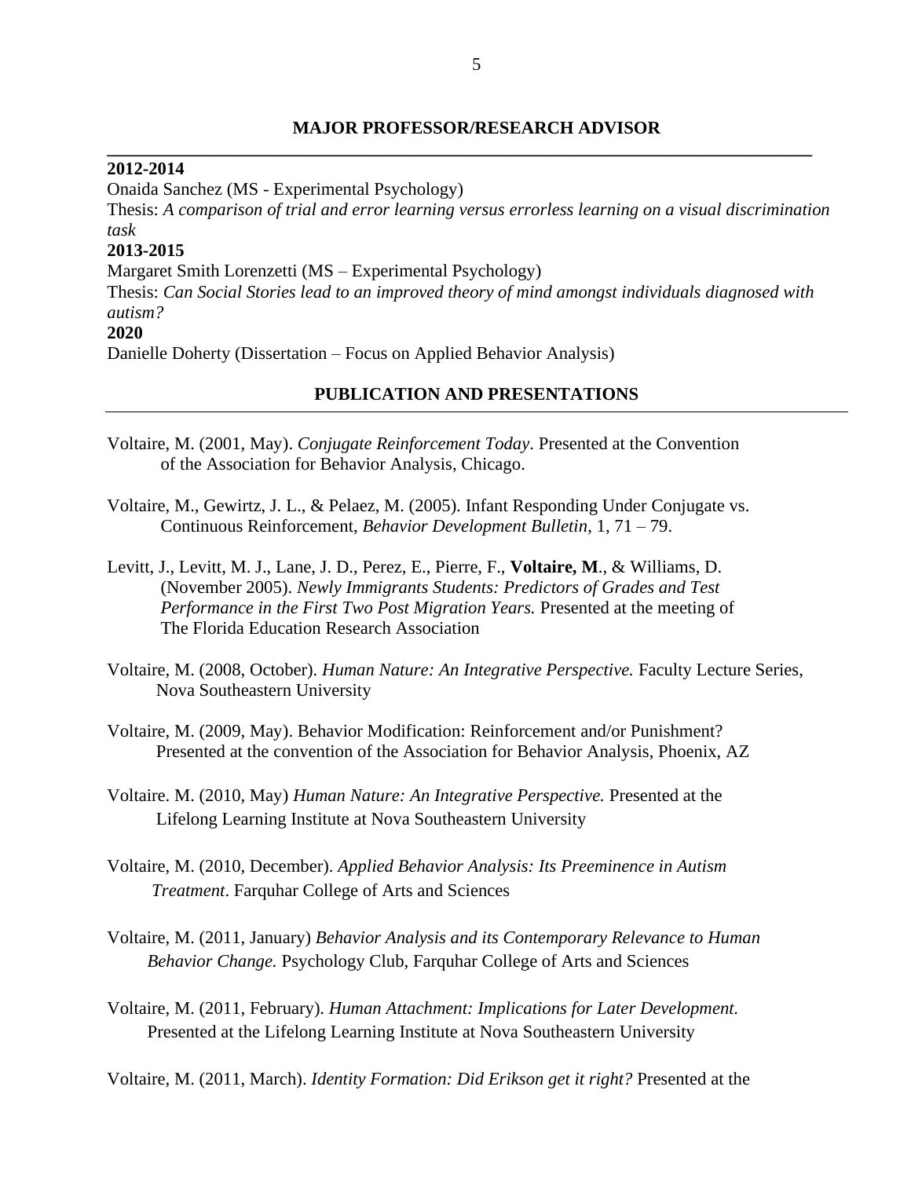## MAJOR PROFESSOR/RESEARCH ADVISOR

**2012-2014**

Onaida Sanchez (MS - Experimental Psychology)

Thesis: *A comparison of trial and error learning versus errorless learning on a visual discrimination task*

**2013-2015**

Margaret Smith Lorenzetti (MS – Experimental Psychology)

Thesis: *Can Social Stories lead to an improved theory of mind amongst individuals diagnosed with autism?*

**2020**

Danielle Doherty (Dissertation – Focus on Applied Behavior Analysis)

## PUBLICATION AND PRESENTATIONS

Voltaire, M. (2001, May). *Conjugate Reinforcement Today*. Presented at the Convention of the Association for Behavior Analysis, Chicago.

Voltaire, M., Gewirtz, J. L., & Pelaez, M. (2005). Infant Responding Under Conjugate vs. Continuous Reinforcement, *Behavior Development Bulletin*, 1, 71 – 79.

Levitt, J., Levitt, M. J., Lane, J. D., Perez, E., Pierre, F., **Voltaire, M**., & Williams, D. (November 2005). *Newly Immigrants Students: Predictors of Grades and Test Performance in the First Two Post Migration Years.* Presented at the meeting of The Florida Education Research Association

Voltaire, M. (2008, October). *Human Nature: An Integrative Perspective.* Faculty Lecture Series, Nova Southeastern University

Voltaire, M. (2009, May). Behavior Modification: Reinforcement and/or Punishment? Presented at the convention of the Association for Behavior Analysis, Phoenix, AZ

Voltaire. M. (2010, May) *Human Nature: An Integrative Perspective.* Presented at the Lifelong Learning Institute at Nova Southeastern University

Voltaire, M. (2010, December). *Applied Behavior Analysis: Its Preeminence in Autism Treatment*. Farquhar College of Arts and Sciences

Voltaire, M. (2011, January) *Behavior Analysis and its Contemporary Relevance to Human Behavior Change.* Psychology Club, Farquhar College of Arts and Sciences

Voltaire, M. (2011, February). *Human Attachment: Implications for Later Development.* Presented at the Lifelong Learning Institute at Nova Southeastern University

Voltaire, M. (2011, March). *Identity Formation: Did Erikson get it right?* Presented at the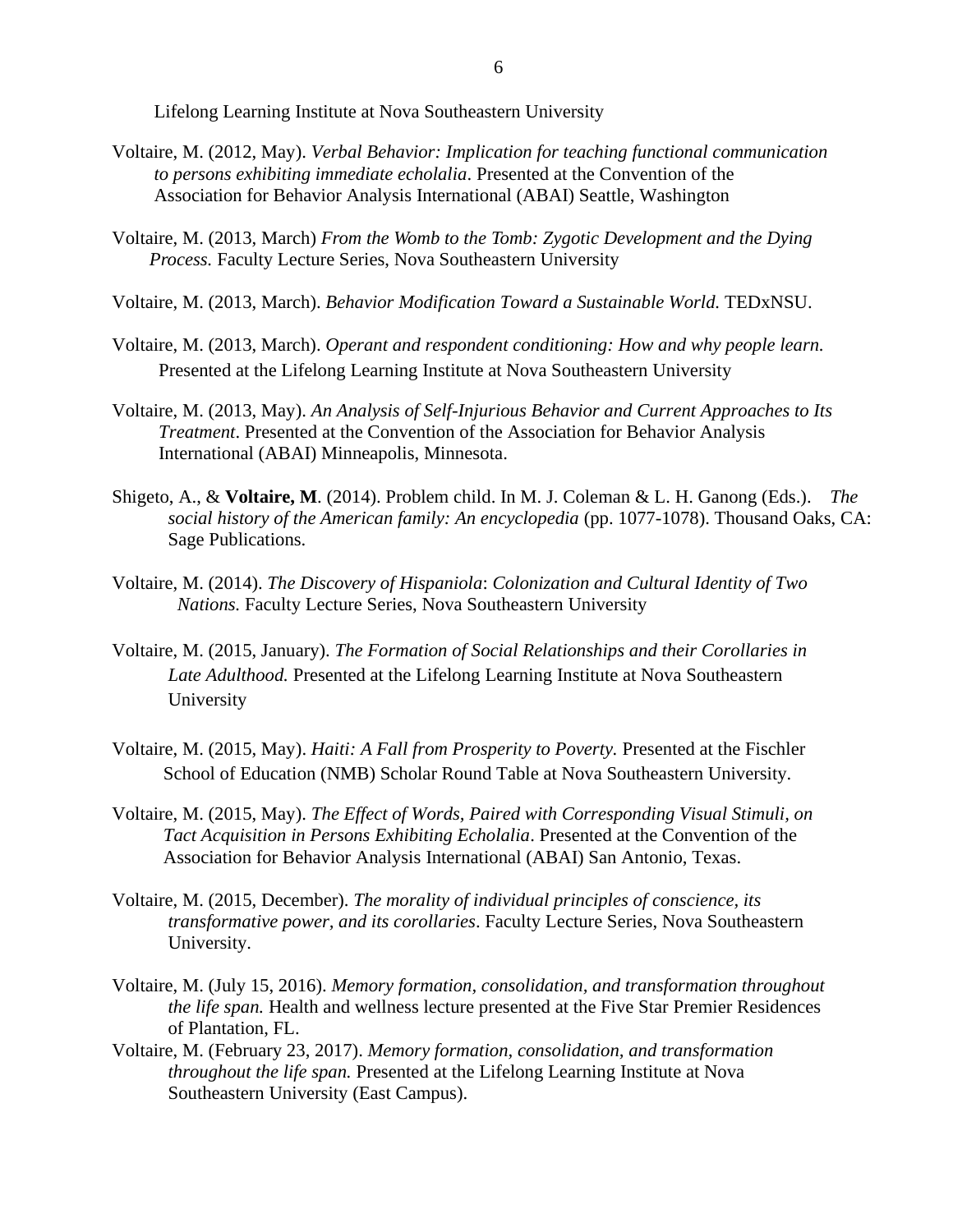Lifelong Learning Institute at Nova Southeastern University

Voltaire, M. (2012, May). *Verbal Behavior: Implication for teaching functional communication to persons exhibiting immediate echolalia*. Presented at the Convention of the Association for Behavior Analysis International (ABAI) Seattle, Washington

Voltaire, M. (2013, March) *From the Womb to the Tomb: Zygotic Development and the Dying Process.* Faculty Lecture Series, Nova Southeastern University

Voltaire, M. (2013, March). *Behavior Modification Toward a Sustainable World.* TEDxNSU.

Voltaire, M. (2013, March). *Operant and respondent conditioning: How and why people learn.* Presented at the Lifelong Learning Institute at Nova Southeastern University

Voltaire, M. (2013, May). *An Analysis of Self-Injurious Behavior and Current Approaches to Its Treatment*. Presented at the Convention of the Association for Behavior Analysis International (ABAI) Minneapolis, Minnesota.

Shigeto, A., & **Voltaire, M**. (2014). Problem child. In M. J. Coleman & L. H. Ganong (Eds.). *The social history of the American family: An encyclopedia* (pp. 1077-1078). Thousand Oaks, CA: Sage Publications.

Voltaire, M. (2014). *The Discovery of Hispaniola*: *Colonization and Cultural Identity of Two Nations.* Faculty Lecture Series, Nova Southeastern University

Voltaire, M. (2015, January). *The Formation of Social Relationships and their Corollaries in Late Adulthood.* Presented at the Lifelong Learning Institute at Nova Southeastern University

Voltaire, M. (2015, May). *Haiti: A Fall from Prosperity to Poverty.* Presented at the Fischler School of Education (NMB) Scholar Round Table at Nova Southeastern University.

Voltaire, M. (2015, May). *The Effect of Words, Paired with Corresponding Visual Stimuli, on Tact Acquisition in Persons Exhibiting Echolalia*. Presented at the Convention of the Association for Behavior Analysis International (ABAI) San Antonio, Texas.

Voltaire, M. (2015, December). *The morality of individual principles of conscience, its transformative power, and its corollaries*. Faculty Lecture Series, Nova Southeastern University.

Voltaire, M. (July 15, 2016). *Memory formation, consolidation, and transformation throughout the life span.* Health and wellness lecture presented at the Five Star Premier Residences of Plantation, FL.

Voltaire, M. (February 23, 2017). *Memory formation, consolidation, and transformation throughout the life span.* Presented at the Lifelong Learning Institute at Nova Southeastern University (East Campus).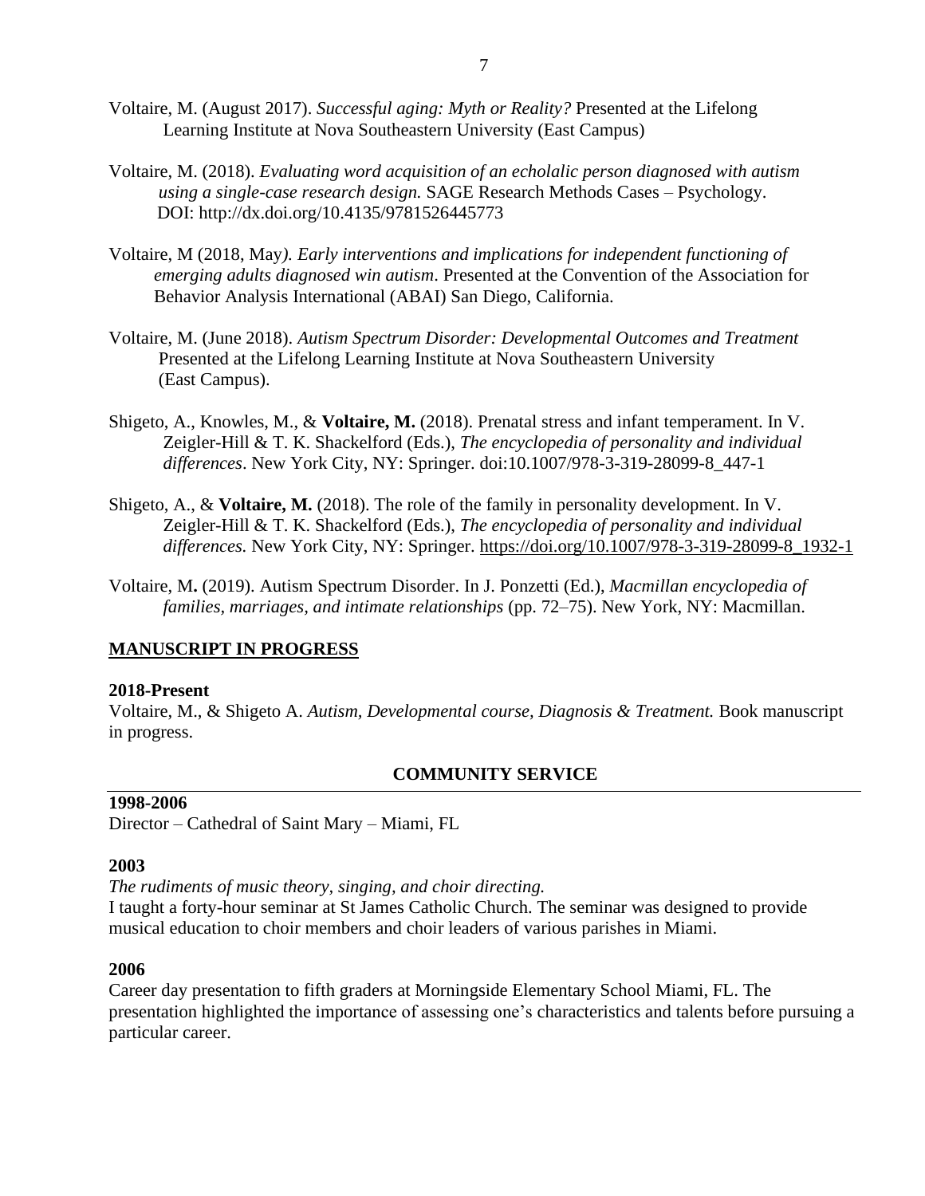Voltaire, M. (August 2017). *Successful aging: Myth or Reality?* Presented at the Lifelong Learning Institute at Nova Southeastern University (East Campus)

Voltaire, M. (2018). *Evaluating word acquisition of an echolalic person diagnosed with autism using a single-case research design.* SAGE Research Methods Cases – Psychology. DOI: http://dx.doi.org/10.4135/9781526445773

Voltaire, M (2018, May*). Early interventions and implications for independent functioning of emerging adults diagnosed win autism*. Presented at the Convention of the Association for Behavior Analysis International (ABAI) San Diego, California.

Voltaire, M. (June 2018). *Autism Spectrum Disorder: Developmental Outcomes and Treatment* Presented at the Lifelong Learning Institute at Nova Southeastern University (East Campus).

Shigeto, A., Knowles, M., & **Voltaire, M.** (2018). Prenatal stress and infant temperament. In V. Zeigler-Hill & T. K. Shackelford (Eds.), *The encyclopedia of personality and individual differences*. New York City, NY: Springer. doi:10.1007/978-3-319-28099-8_447-1

Shigeto, A., & **Voltaire, M.** (2018). The role of the family in personality development. In V. Zeigler-Hill & T. K. Shackelford (Eds.), *The encyclopedia of personality and individual differences.* New York City, NY: Springer. https://doi.org/10.1007/978-3-319-28099-8_1932-1

Voltaire, M**.** (2019). Autism Spectrum Disorder. In J. Ponzetti (Ed.), *Macmillan encyclopedia of families, marriages, and intimate relationships* (pp. 72–75). New York, NY: Macmillan.

## MANUSCRIPT IN PROGRESS

**2018-Present**

Voltaire, M., & Shigeto A. *Autism, Developmental course, Diagnosis & Treatment.* Book manuscript in progress.

## COMMUNITY SERVICE

**1998-2006**

Director – Cathedral of Saint Mary – Miami, FL

**2003**

*The rudiments of music theory, singing, and choir directing.*

I taught a forty-hour seminar at St James Catholic Church. The seminar was designed to provide musical education to choir members and choir leaders of various parishes in Miami.

**2006**

Career day presentation to fifth graders at Morningside Elementary School Miami, FL. The presentation highlighted the importance of assessing one's characteristics and talents before pursuing a particular career.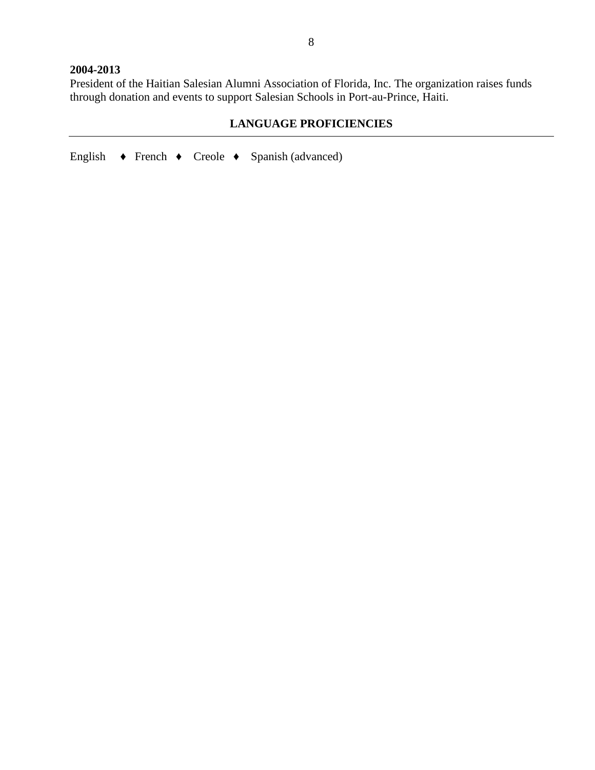**2004-2013**
President of the Haitian Salesian Alumni Association of Florida, Inc. The organization raises funds through donation and events to support Salesian Schools in Port-au-Prince, Haiti.

## LANGUAGE PROFICIENCIES

English ♦ French ♦ Creole ♦ Spanish (advanced)